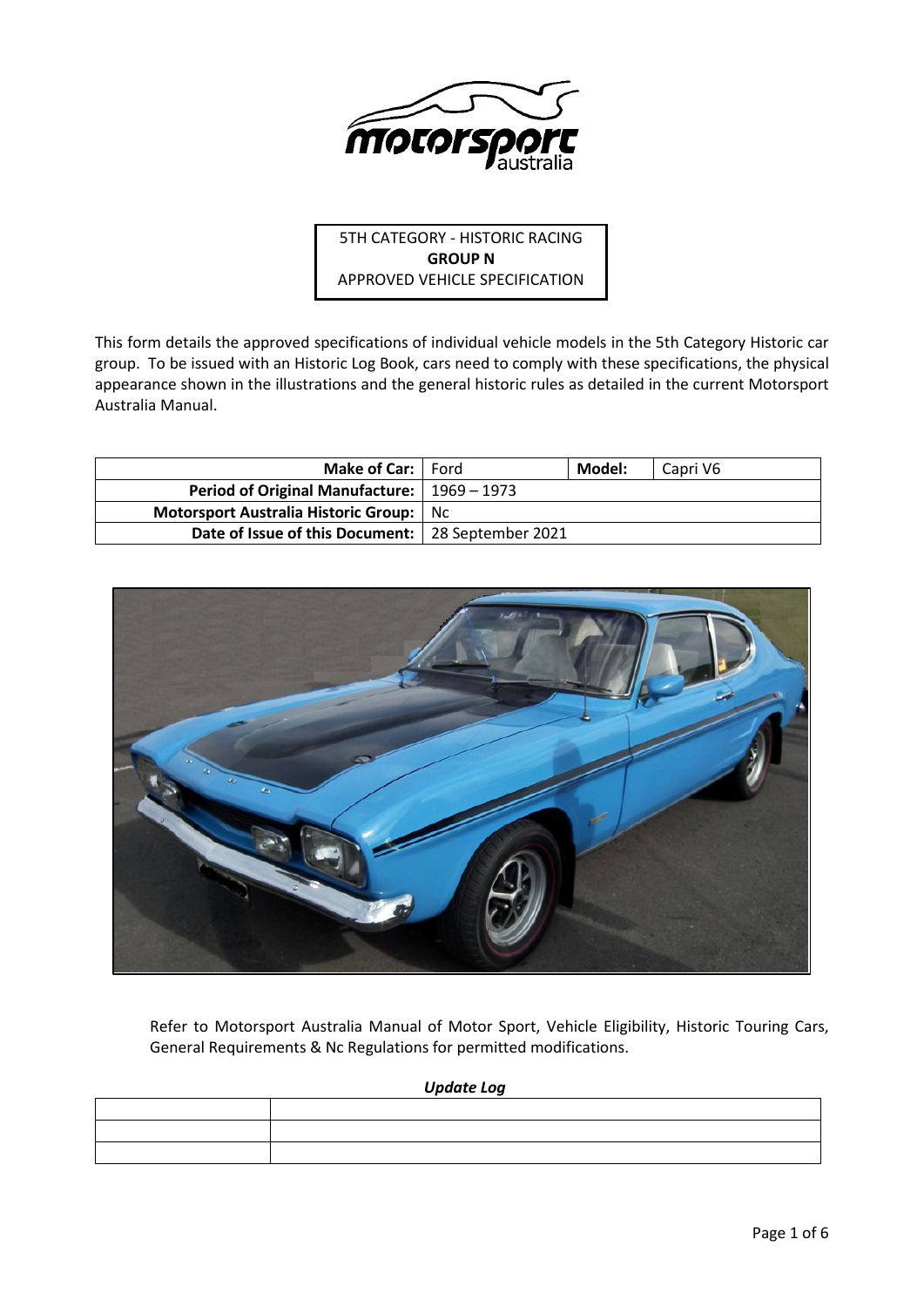5TH CATEGORY - HISTORIC RACING
**GROUP N**
APPROVED VEHICLE SPECIFICATION

This form details the approved specifications of individual vehicle models in the 5th Category Historic car group. To be issued with an Historic Log Book, cars need to comply with these specifications, the physical appearance shown in the illustrations and the general historic rules as detailed in the current Motorsport Australia Manual.

| **Make of Car:** | Ford | **Model:** | Capri V6 |
|---|---|---|---|
| **Period of Original Manufacture:** | 1969 – 1973 | | |
| **Motorsport Australia Historic Group:** | Nc | | |
| **Date of Issue of this Document:** | 28 September 2021 | | |

Refer to Motorsport Australia Manual of Motor Sport, Vehicle Eligibility, Historic Touring Cars, General Requirements & Nc Regulations for permitted modifications.

***Update Log***

| | |
|---|---|
| | |
| | |
| | |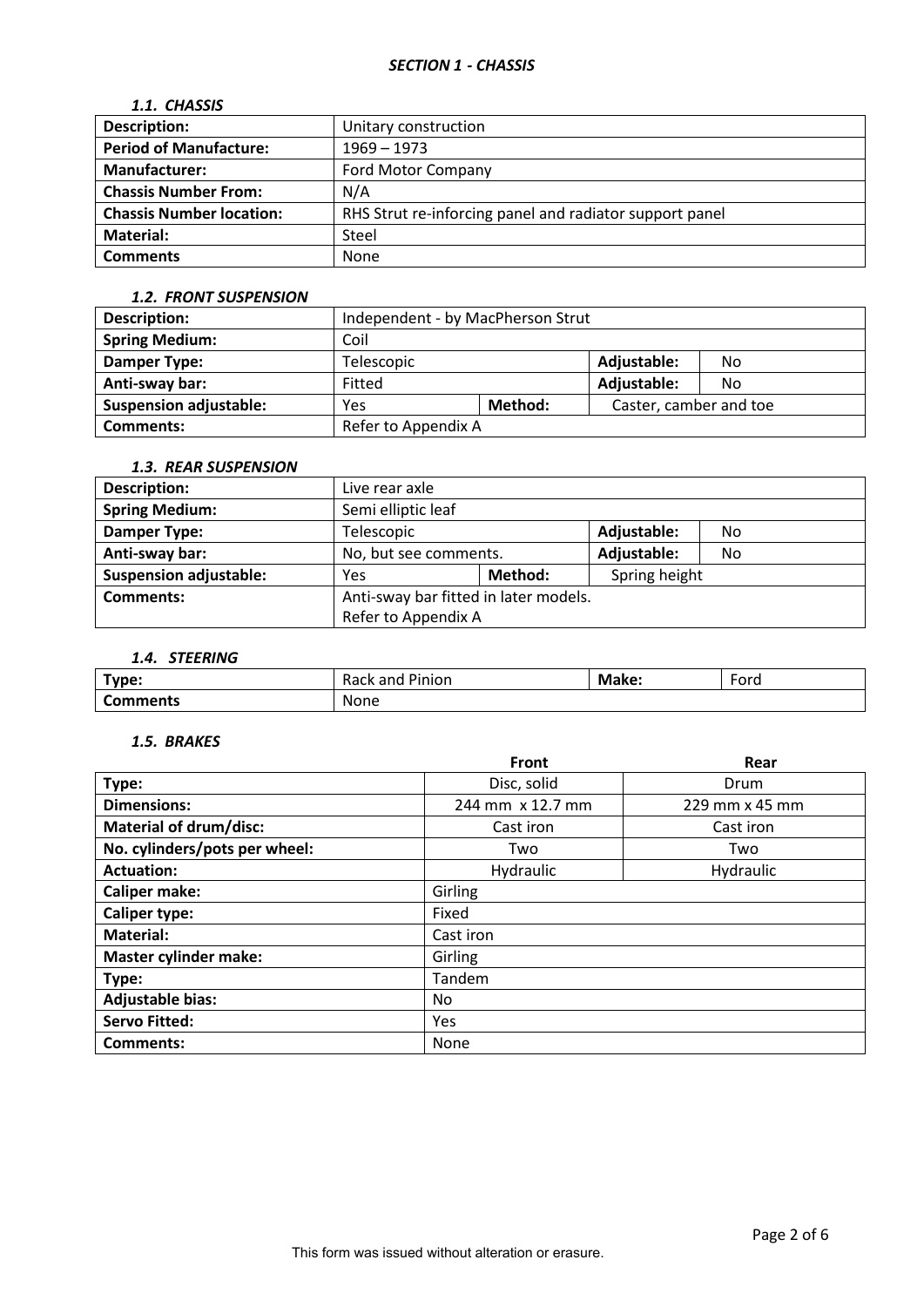## SECTION 1 - CHASSIS

### 1.1. CHASSIS

| | |
|---|---|
| **Description:** | Unitary construction |
| **Period of Manufacture:** | 1969 – 1973 |
| **Manufacturer:** | Ford Motor Company |
| **Chassis Number From:** | N/A |
| **Chassis Number location:** | RHS Strut re-inforcing panel and radiator support panel |
| **Material:** | Steel |
| **Comments** | None |

### 1.2. FRONT SUSPENSION

| | | | | |
|---|---|---|---|---|
| **Description:** | Independent - by MacPherson Strut | | | |
| **Spring Medium:** | Coil | | | |
| **Damper Type:** | Telescopic | | **Adjustable:** | No |
| **Anti-sway bar:** | Fitted | | **Adjustable:** | No |
| **Suspension adjustable:** | Yes | **Method:** | Caster, camber and toe | |
| **Comments:** | Refer to Appendix A | | | |

### 1.3. REAR SUSPENSION

| | | | | |
|---|---|---|---|---|
| **Description:** | Live rear axle | | | |
| **Spring Medium:** | Semi elliptic leaf | | | |
| **Damper Type:** | Telescopic | | **Adjustable:** | No |
| **Anti-sway bar:** | No, but see comments. | | **Adjustable:** | No |
| **Suspension adjustable:** | Yes | **Method:** | Spring height | |
| **Comments:** | Anti-sway bar fitted in later models.<br>Refer to Appendix A | | | |

### 1.4. STEERING

| | | | |
|---|---|---|---|
| **Type:** | Rack and Pinion | **Make:** | Ford |
| **Comments** | None | | |

### 1.5. BRAKES

| | Front | Rear |
|---|---|---|
| **Type:** | Disc, solid | Drum |
| **Dimensions:** | 244 mm x 12.7 mm | 229 mm x 45 mm |
| **Material of drum/disc:** | Cast iron | Cast iron |
| **No. cylinders/pots per wheel:** | Two | Two |
| **Actuation:** | Hydraulic | Hydraulic |
| **Caliper make:** | Girling | |
| **Caliper type:** | Fixed | |
| **Material:** | Cast iron | |
| **Master cylinder make:** | Girling | |
| **Type:** | Tandem | |
| **Adjustable bias:** | No | |
| **Servo Fitted:** | Yes | |
| **Comments:** | None | |

This form was issued without alteration or erasure.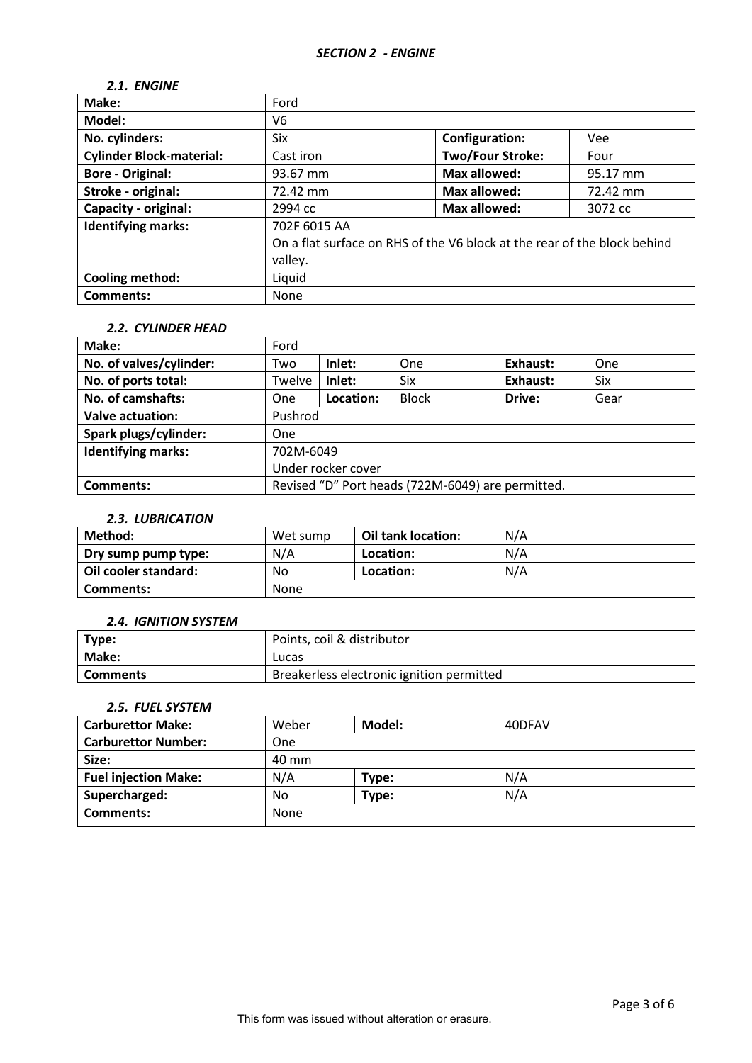## *SECTION 2 - ENGINE*

### *2.1. ENGINE*

| | | | |
|---|---|---|---|
| **Make:** | Ford | | |
| **Model:** | V6 | | |
| **No. cylinders:** | Six | **Configuration:** | Vee |
| **Cylinder Block-material:** | Cast iron | **Two/Four Stroke:** | Four |
| **Bore - Original:** | 93.67 mm | **Max allowed:** | 95.17 mm |
| **Stroke - original:** | 72.42 mm | **Max allowed:** | 72.42 mm |
| **Capacity - original:** | 2994 cc | **Max allowed:** | 3072 cc |
| **Identifying marks:** | 702F 6015 AA<br>On a flat surface on RHS of the V6 block at the rear of the block behind valley. | | |
| **Cooling method:** | Liquid | | |
| **Comments:** | None | | |

### *2.2. CYLINDER HEAD*

| | | | | | |
|---|---|---|---|---|---|
| **Make:** | Ford | | | | |
| **No. of valves/cylinder:** | Two | **Inlet:** | One | **Exhaust:** | One |
| **No. of ports total:** | Twelve | **Inlet:** | Six | **Exhaust:** | Six |
| **No. of camshafts:** | One | **Location:** | Block | **Drive:** | Gear |
| **Valve actuation:** | Pushrod | | | | |
| **Spark plugs/cylinder:** | One | | | | |
| **Identifying marks:** | 702M-6049<br>Under rocker cover | | | | |
| **Comments:** | Revised "D" Port heads (722M-6049) are permitted. | | | | |

### *2.3. LUBRICATION*

| | | | |
|---|---|---|---|
| **Method:** | Wet sump | **Oil tank location:** | N/A |
| **Dry sump pump type:** | N/A | **Location:** | N/A |
| **Oil cooler standard:** | No | **Location:** | N/A |
| **Comments:** | None | | |

### *2.4. IGNITION SYSTEM*

| | |
|---|---|
| **Type:** | Points, coil & distributor |
| **Make:** | Lucas |
| **Comments** | Breakerless electronic ignition permitted |

### *2.5. FUEL SYSTEM*

| | | | |
|---|---|---|---|
| **Carburettor Make:** | Weber | **Model:** | 40DFAV |
| **Carburettor Number:** | One | | |
| **Size:** | 40 mm | | |
| **Fuel injection Make:** | N/A | **Type:** | N/A |
| **Supercharged:** | No | **Type:** | N/A |
| **Comments:** | None | | |

This form was issued without alteration or erasure.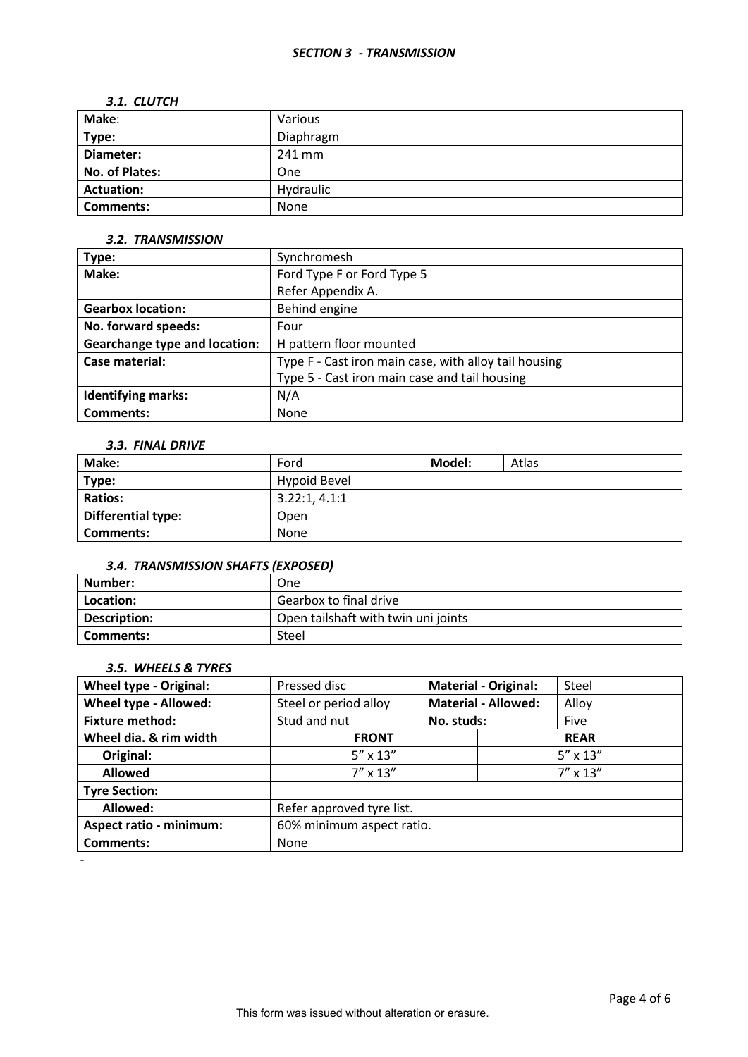## *SECTION 3 - TRANSMISSION*

### *3.1. CLUTCH*

| **Make**: | Various |
|---|---|
| **Type:** | Diaphragm |
| **Diameter:** | 241 mm |
| **No. of Plates:** | One |
| **Actuation:** | Hydraulic |
| **Comments:** | None |

### *3.2. TRANSMISSION*

| **Type:** | Synchromesh |
|---|---|
| **Make:** | Ford Type F or Ford Type 5<br>Refer Appendix A. |
| **Gearbox location:** | Behind engine |
| **No. forward speeds:** | Four |
| **Gearchange type and location:** | H pattern floor mounted |
| **Case material:** | Type F - Cast iron main case, with alloy tail housing<br>Type 5 - Cast iron main case and tail housing |
| **Identifying marks:** | N/A |
| **Comments:** | None |

### *3.3. FINAL DRIVE*

| **Make:** | Ford | **Model:** | Atlas |
|---|---|---|---|
| **Type:** | Hypoid Bevel | | |
| **Ratios:** | 3.22:1, 4.1:1 | | |
| **Differential type:** | Open | | |
| **Comments:** | None | | |

### *3.4. TRANSMISSION SHAFTS (EXPOSED)*

| **Number:** | One |
|---|---|
| **Location:** | Gearbox to final drive |
| **Description:** | Open tailshaft with twin uni joints |
| **Comments:** | Steel |

### *3.5. WHEELS & TYRES*

| **Wheel type - Original:** | Pressed disc | **Material - Original:** | Steel |
|---|---|---|---|
| **Wheel type - Allowed:** | Steel or period alloy | **Material - Allowed:** | Alloy |
| **Fixture method:** | Stud and nut | **No. studs:** | Five |
| **Wheel dia. & rim width** | **FRONT** | | **REAR** |
| **Original:** | 5" x 13" | | 5" x 13" |
| **Allowed** | 7" x 13" | | 7" x 13" |
| **Tyre Section:** | | | |
| **Allowed:** | Refer approved tyre list. | | |
| **Aspect ratio - minimum:** | 60% minimum aspect ratio. | | |
| **Comments:** | None | | |

-

This form was issued without alteration or erasure.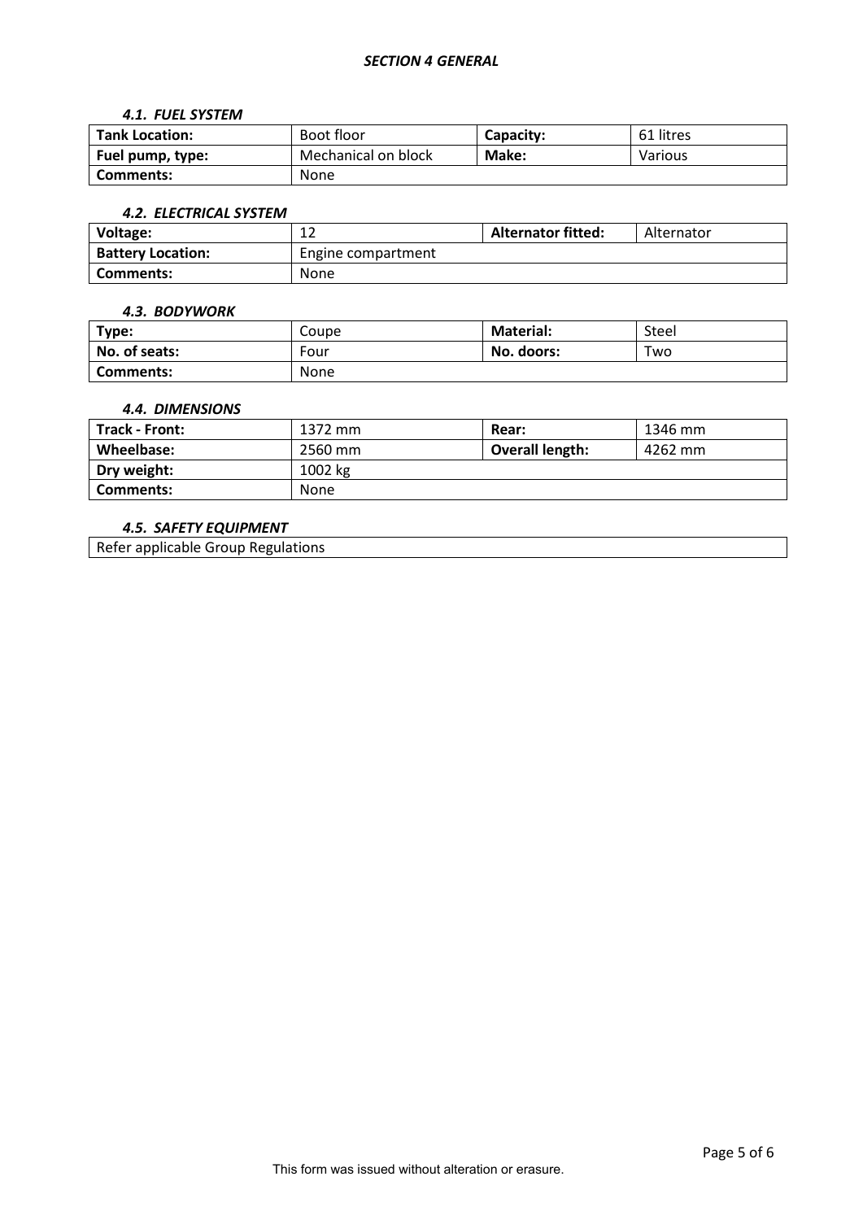## *SECTION 4 GENERAL*

### *4.1. FUEL SYSTEM*

| **Tank Location:** | Boot floor | **Capacity:** | 61 litres |
|---|---|---|---|
| **Fuel pump, type:** | Mechanical on block | **Make:** | Various |
| **Comments:** | None | | |

### *4.2. ELECTRICAL SYSTEM*

| **Voltage:** | 12 | **Alternator fitted:** | Alternator |
|---|---|---|---|
| **Battery Location:** | Engine compartment | | |
| **Comments:** | None | | |

### *4.3. BODYWORK*

| **Type:** | Coupe | **Material:** | Steel |
|---|---|---|---|
| **No. of seats:** | Four | **No. doors:** | Two |
| **Comments:** | None | | |

### *4.4. DIMENSIONS*

| **Track - Front:** | 1372 mm | **Rear:** | 1346 mm |
|---|---|---|---|
| **Wheelbase:** | 2560 mm | **Overall length:** | 4262 mm |
| **Dry weight:** | 1002 kg | | |
| **Comments:** | None | | |

### *4.5. SAFETY EQUIPMENT*

| Refer applicable Group Regulations |
|---|

This form was issued without alteration or erasure.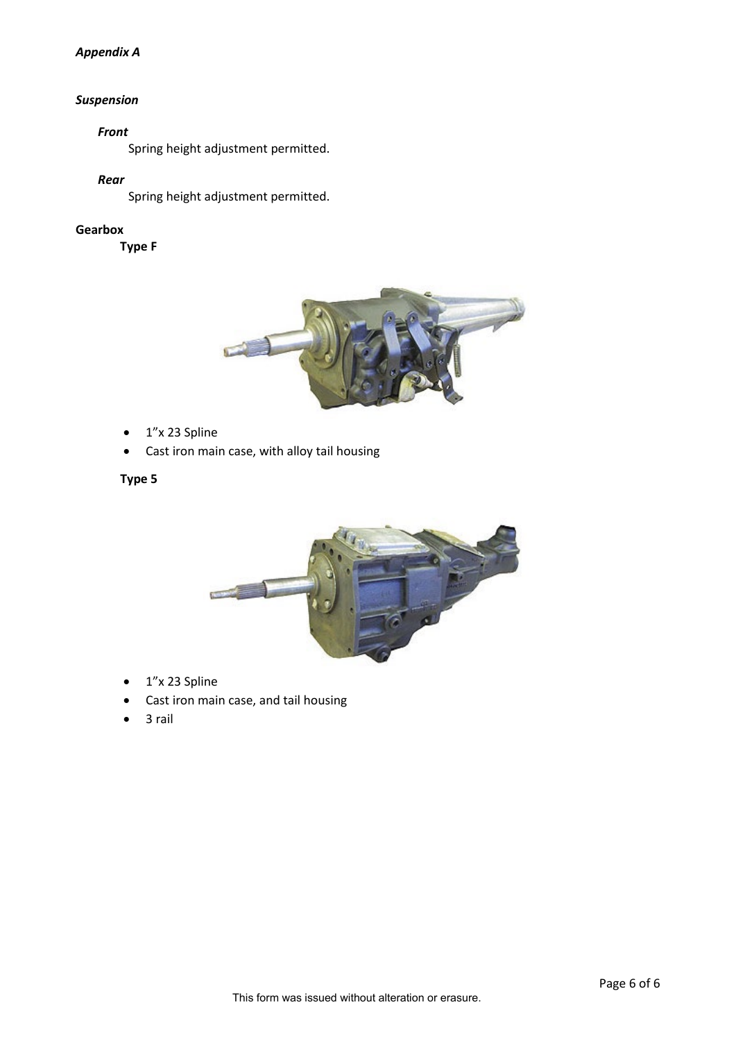*Appendix A*

***Suspension***

***Front***

Spring height adjustment permitted.

***Rear***

Spring height adjustment permitted.

**Gearbox**

**Type F**

- 1"x 23 Spline
- Cast iron main case, with alloy tail housing

**Type 5**

- 1"x 23 Spline
- Cast iron main case, and tail housing
- 3 rail

This form was issued without alteration or erasure.